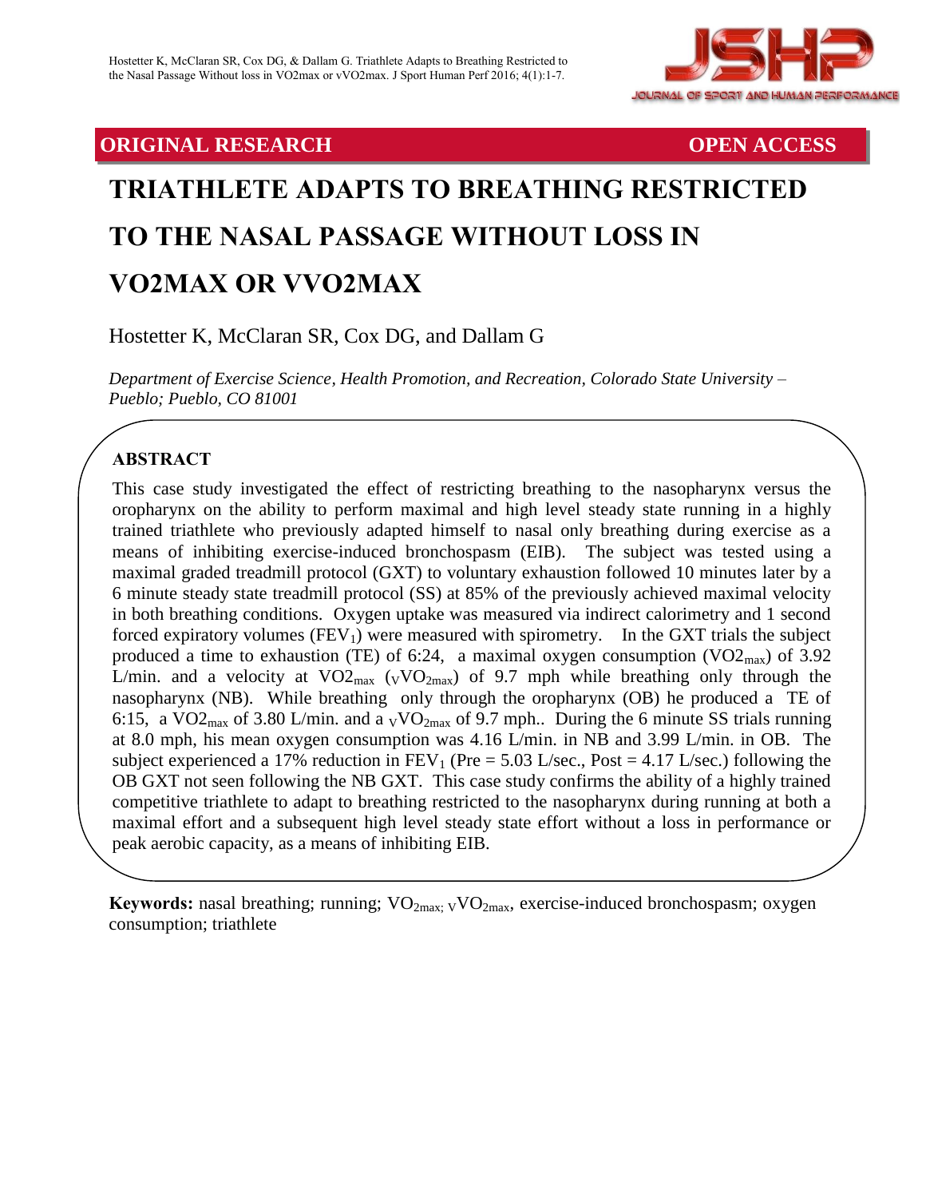## ORIGINAL RESEARCH — OPEN ACCESS

# TRIATHLETE ADAPTS TO BREATHING RESTRICTED TO THE NASAL PASSAGE WITHOUT LOSS IN VO2MAX OR VVO2MAX

Hostetter K, McClaran SR, Cox DG, and Dallam G

*Department of Exercise Science, Health Promotion, and Recreation, Colorado State University – Pueblo; Pueblo, CO 81001*

## ABSTRACT

This case study investigated the effect of restricting breathing to the nasopharynx versus the oropharynx on the ability to perform maximal and high level steady state running in a highly trained triathlete who previously adapted himself to nasal only breathing during exercise as a means of inhibiting exercise-induced bronchospasm (EIB). The subject was tested using a maximal graded treadmill protocol (GXT) to voluntary exhaustion followed 10 minutes later by a 6 minute steady state treadmill protocol (SS) at 85% of the previously achieved maximal velocity in both breathing conditions. Oxygen uptake was measured via indirect calorimetry and 1 second forced expiratory volumes ($FEV_1$) were measured with spirometry. In the GXT trials the subject produced a time to exhaustion (TE) of 6:24, a maximal oxygen consumption ($VO2_{max}$) of 3.92 L/min. and a velocity at $VO2_{max}$ ($_{V}VO_{2max}$) of 9.7 mph while breathing only through the nasopharynx (NB). While breathing only through the oropharynx (OB) he produced a TE of 6:15, a $VO2_{max}$ of 3.80 L/min. and a $_{V}VO_{2max}$ of 9.7 mph.. During the 6 minute SS trials running at 8.0 mph, his mean oxygen consumption was 4.16 L/min. in NB and 3.99 L/min. in OB. The subject experienced a 17% reduction in $FEV_1$ (Pre = 5.03 L/sec., Post = 4.17 L/sec.) following the OB GXT not seen following the NB GXT. This case study confirms the ability of a highly trained competitive triathlete to adapt to breathing restricted to the nasopharynx during running at both a maximal effort and a subsequent high level steady state effort without a loss in performance or peak aerobic capacity, as a means of inhibiting EIB.

**Keywords:** nasal breathing; running; $VO_{2max;}$ $_{V}VO_{2max}$, exercise-induced bronchospasm; oxygen consumption; triathlete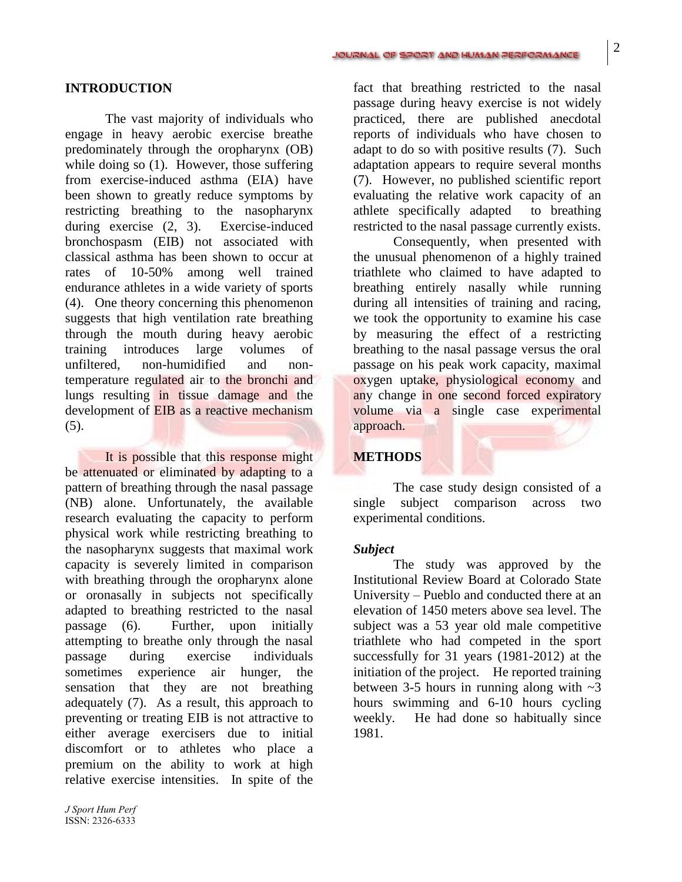## INTRODUCTION

The vast majority of individuals who engage in heavy aerobic exercise breathe predominately through the oropharynx (OB) while doing so (1). However, those suffering from exercise-induced asthma (EIA) have been shown to greatly reduce symptoms by restricting breathing to the nasopharynx during exercise (2, 3). Exercise-induced bronchospasm (EIB) not associated with classical asthma has been shown to occur at rates of 10-50% among well trained endurance athletes in a wide variety of sports (4). One theory concerning this phenomenon suggests that high ventilation rate breathing through the mouth during heavy aerobic training introduces large volumes of unfiltered, non-humidified and non-temperature regulated air to the bronchi and lungs resulting in tissue damage and the development of EIB as a reactive mechanism (5).

It is possible that this response might be attenuated or eliminated by adapting to a pattern of breathing through the nasal passage (NB) alone. Unfortunately, the available research evaluating the capacity to perform physical work while restricting breathing to the nasopharynx suggests that maximal work capacity is severely limited in comparison with breathing through the oropharynx alone or oronasally in subjects not specifically adapted to breathing restricted to the nasal passage (6). Further, upon initially attempting to breathe only through the nasal passage during exercise individuals sometimes experience air hunger, the sensation that they are not breathing adequately (7). As a result, this approach to preventing or treating EIB is not attractive to either average exercisers due to initial discomfort or to athletes who place a premium on the ability to work at high relative exercise intensities. In spite of the fact that breathing restricted to the nasal passage during heavy exercise is not widely practiced, there are published anecdotal reports of individuals who have chosen to adapt to do so with positive results (7). Such adaptation appears to require several months (7). However, no published scientific report evaluating the relative work capacity of an athlete specifically adapted to breathing restricted to the nasal passage currently exists.

Consequently, when presented with the unusual phenomenon of a highly trained triathlete who claimed to have adapted to breathing entirely nasally while running during all intensities of training and racing, we took the opportunity to examine his case by measuring the effect of a restricting breathing to the nasal passage versus the oral passage on his peak work capacity, maximal oxygen uptake, physiological economy and any change in one second forced expiratory volume via a single case experimental approach.

## METHODS

The case study design consisted of a single subject comparison across two experimental conditions.

### *Subject*

The study was approved by the Institutional Review Board at Colorado State University – Pueblo and conducted there at an elevation of 1450 meters above sea level. The subject was a 53 year old male competitive triathlete who had competed in the sport successfully for 31 years (1981-2012) at the initiation of the project. He reported training between 3-5 hours in running along with ~3 hours swimming and 6-10 hours cycling weekly. He had done so habitually since 1981.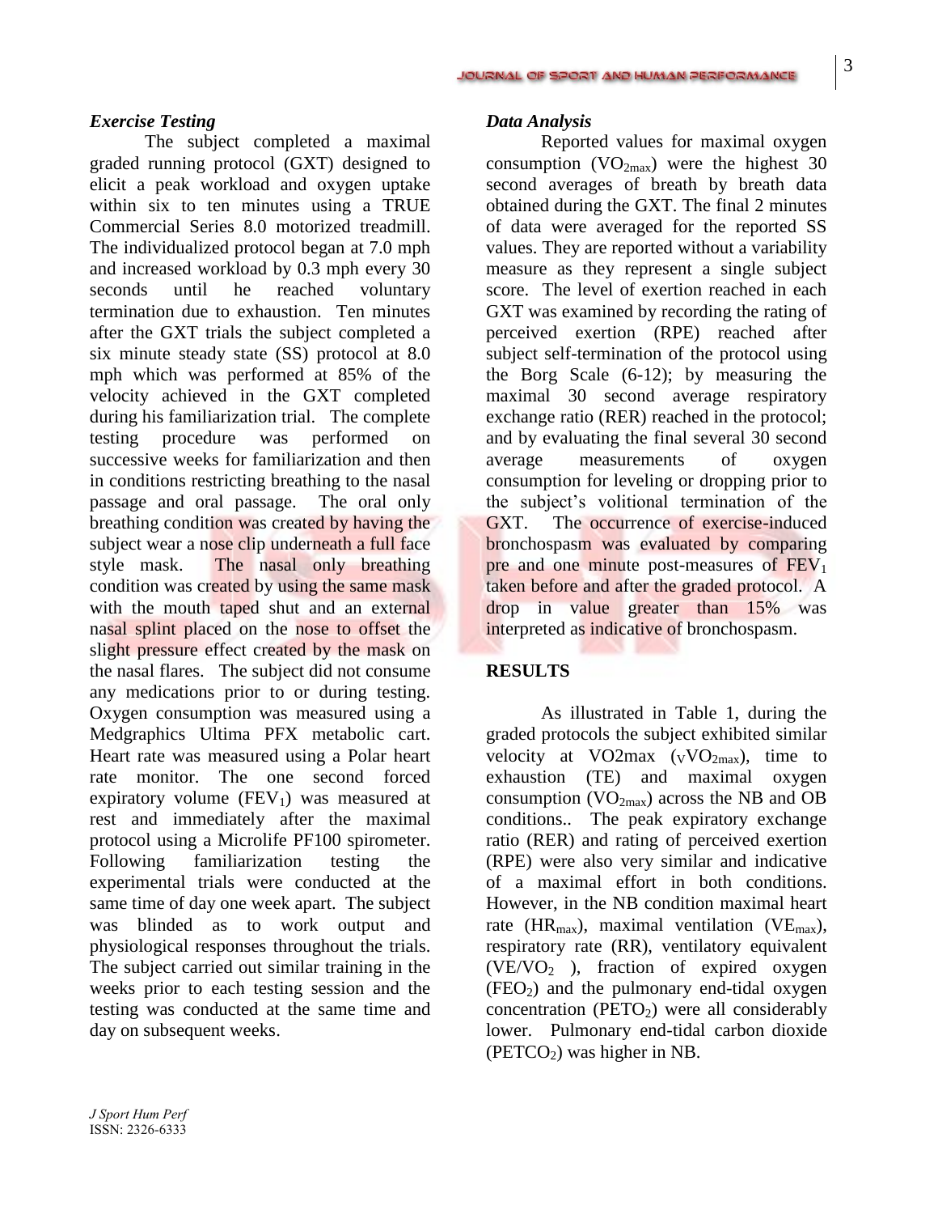### *Exercise Testing*

The subject completed a maximal graded running protocol (GXT) designed to elicit a peak workload and oxygen uptake within six to ten minutes using a TRUE Commercial Series 8.0 motorized treadmill. The individualized protocol began at 7.0 mph and increased workload by 0.3 mph every 30 seconds until he reached voluntary termination due to exhaustion. Ten minutes after the GXT trials the subject completed a six minute steady state (SS) protocol at 8.0 mph which was performed at 85% of the velocity achieved in the GXT completed during his familiarization trial. The complete testing procedure was performed on successive weeks for familiarization and then in conditions restricting breathing to the nasal passage and oral passage. The oral only breathing condition was created by having the subject wear a nose clip underneath a full face style mask. The nasal only breathing condition was created by using the same mask with the mouth taped shut and an external nasal splint placed on the nose to offset the slight pressure effect created by the mask on the nasal flares. The subject did not consume any medications prior to or during testing. Oxygen consumption was measured using a Medgraphics Ultima PFX metabolic cart. Heart rate was measured using a Polar heart rate monitor. The one second forced expiratory volume ($FEV_1$) was measured at rest and immediately after the maximal protocol using a Microlife PF100 spirometer. Following familiarization testing the experimental trials were conducted at the same time of day one week apart. The subject was blinded as to work output and physiological responses throughout the trials. The subject carried out similar training in the weeks prior to each testing session and the testing was conducted at the same time and day on subsequent weeks.

### *Data Analysis*

Reported values for maximal oxygen consumption ($VO_{2max}$) were the highest 30 second averages of breath by breath data obtained during the GXT. The final 2 minutes of data were averaged for the reported SS values. They are reported without a variability measure as they represent a single subject score. The level of exertion reached in each GXT was examined by recording the rating of perceived exertion (RPE) reached after subject self-termination of the protocol using the Borg Scale (6-12); by measuring the maximal 30 second average respiratory exchange ratio (RER) reached in the protocol; and by evaluating the final several 30 second average measurements of oxygen consumption for leveling or dropping prior to the subject's volitional termination of the GXT. The occurrence of exercise-induced bronchospasm was evaluated by comparing pre and one minute post-measures of $FEV_1$ taken before and after the graded protocol. A drop in value greater than 15% was interpreted as indicative of bronchospasm.

## RESULTS

As illustrated in Table 1, during the graded protocols the subject exhibited similar velocity at VO2max (${}_{V}VO_{2max}$), time to exhaustion (TE) and maximal oxygen consumption ($VO_{2max}$) across the NB and OB conditions.. The peak expiratory exchange ratio (RER) and rating of perceived exertion (RPE) were also very similar and indicative of a maximal effort in both conditions. However, in the NB condition maximal heart rate ($HR_{max}$), maximal ventilation ($VE_{max}$), respiratory rate (RR), ventilatory equivalent ($VE/VO_2$ ), fraction of expired oxygen ($FEO_2$) and the pulmonary end-tidal oxygen concentration ($PETO_2$) were all considerably lower. Pulmonary end-tidal carbon dioxide ($PETCO_2$) was higher in NB.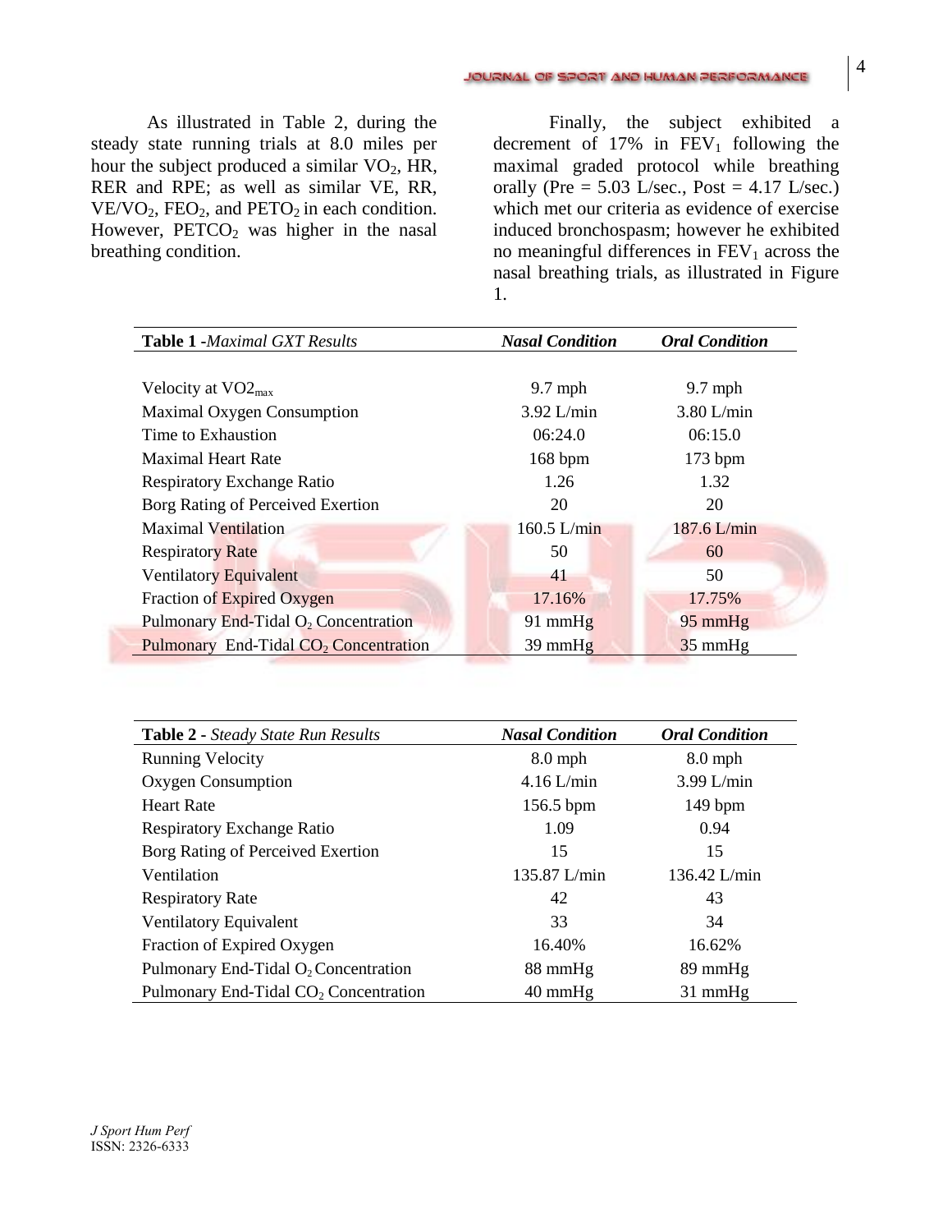As illustrated in Table 2, during the steady state running trials at 8.0 miles per hour the subject produced a similar $VO_2$, HR, RER and RPE; as well as similar VE, RR, $VE/VO_2$, $FEO_2$, and $PETO_2$ in each condition. However, $PETCO_2$ was higher in the nasal breathing condition.

Finally, the subject exhibited a decrement of 17% in $FEV_1$ following the maximal graded protocol while breathing orally (Pre = 5.03 L/sec., Post = 4.17 L/sec.) which met our criteria as evidence of exercise induced bronchospasm; however he exhibited no meaningful differences in $FEV_1$ across the nasal breathing trials, as illustrated in Figure 1.

| **Table 1** -*Maximal GXT Results* | ***Nasal Condition*** | ***Oral Condition*** |
|---|---|---|
| Velocity at $VO2_{max}$ | 9.7 mph | 9.7 mph |
| Maximal Oxygen Consumption | 3.92 L/min | 3.80 L/min |
| Time to Exhaustion | 06:24.0 | 06:15.0 |
| Maximal Heart Rate | 168 bpm | 173 bpm |
| Respiratory Exchange Ratio | 1.26 | 1.32 |
| Borg Rating of Perceived Exertion | 20 | 20 |
| Maximal Ventilation | 160.5 L/min | 187.6 L/min |
| Respiratory Rate | 50 | 60 |
| Ventilatory Equivalent | 41 | 50 |
| Fraction of Expired Oxygen | 17.16% | 17.75% |
| Pulmonary End-Tidal $O_2$ Concentration | 91 mmHg | 95 mmHg |
| Pulmonary End-Tidal $CO_2$ Concentration | 39 mmHg | 35 mmHg |

| **Table 2** - *Steady State Run Results* | ***Nasal Condition*** | ***Oral Condition*** |
|---|---|---|
| Running Velocity | 8.0 mph | 8.0 mph |
| Oxygen Consumption | 4.16 L/min | 3.99 L/min |
| Heart Rate | 156.5 bpm | 149 bpm |
| Respiratory Exchange Ratio | 1.09 | 0.94 |
| Borg Rating of Perceived Exertion | 15 | 15 |
| Ventilation | 135.87 L/min | 136.42 L/min |
| Respiratory Rate | 42 | 43 |
| Ventilatory Equivalent | 33 | 34 |
| Fraction of Expired Oxygen | 16.40% | 16.62% |
| Pulmonary End-Tidal $O_2$ Concentration | 88 mmHg | 89 mmHg |
| Pulmonary End-Tidal $CO_2$ Concentration | 40 mmHg | 31 mmHg |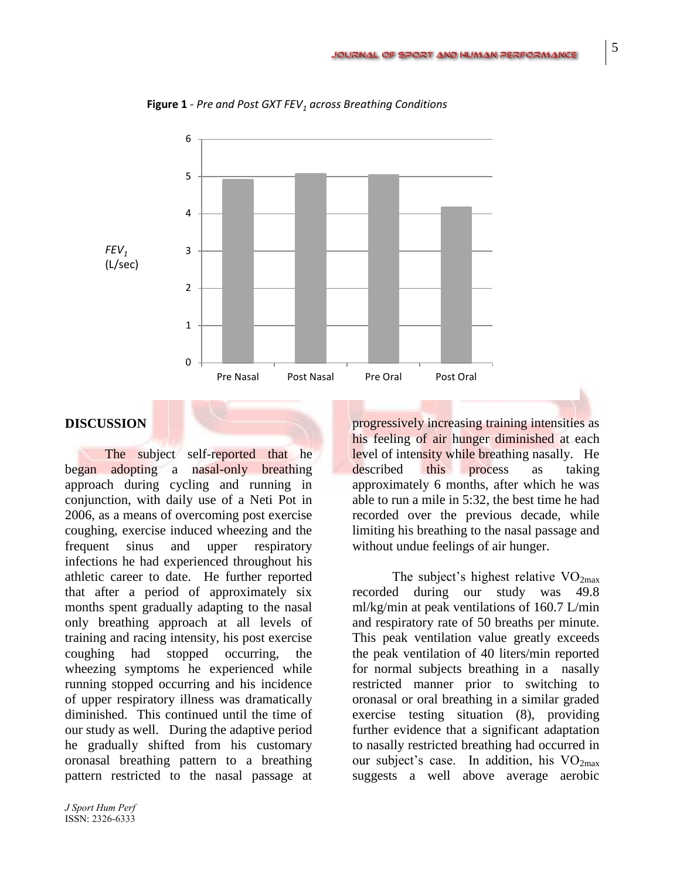**Figure 1** - *Pre and Post GXT $FEV_1$ across Breathing Conditions*

## DISCUSSION

The subject self-reported that he began adopting a nasal-only breathing approach during cycling and running in conjunction, with daily use of a Neti Pot in 2006, as a means of overcoming post exercise coughing, exercise induced wheezing and the frequent sinus and upper respiratory infections he had experienced throughout his athletic career to date. He further reported that after a period of approximately six months spent gradually adapting to the nasal only breathing approach at all levels of training and racing intensity, his post exercise coughing had stopped occurring, the wheezing symptoms he experienced while running stopped occurring and his incidence of upper respiratory illness was dramatically diminished. This continued until the time of our study as well. During the adaptive period he gradually shifted from his customary oronasal breathing pattern to a breathing pattern restricted to the nasal passage at progressively increasing training intensities as his feeling of air hunger diminished at each level of intensity while breathing nasally. He described this process as taking approximately 6 months, after which he was able to run a mile in 5:32, the best time he had recorded over the previous decade, while limiting his breathing to the nasal passage and without undue feelings of air hunger.

The subject's highest relative $VO_{2max}$ recorded during our study was 49.8 ml/kg/min at peak ventilations of 160.7 L/min and respiratory rate of 50 breaths per minute. This peak ventilation value greatly exceeds the peak ventilation of 40 liters/min reported for normal subjects breathing in a nasally restricted manner prior to switching to oronasal or oral breathing in a similar graded exercise testing situation (8), providing further evidence that a significant adaptation to nasally restricted breathing had occurred in our subject's case. In addition, his $VO_{2max}$ suggests a well above average aerobic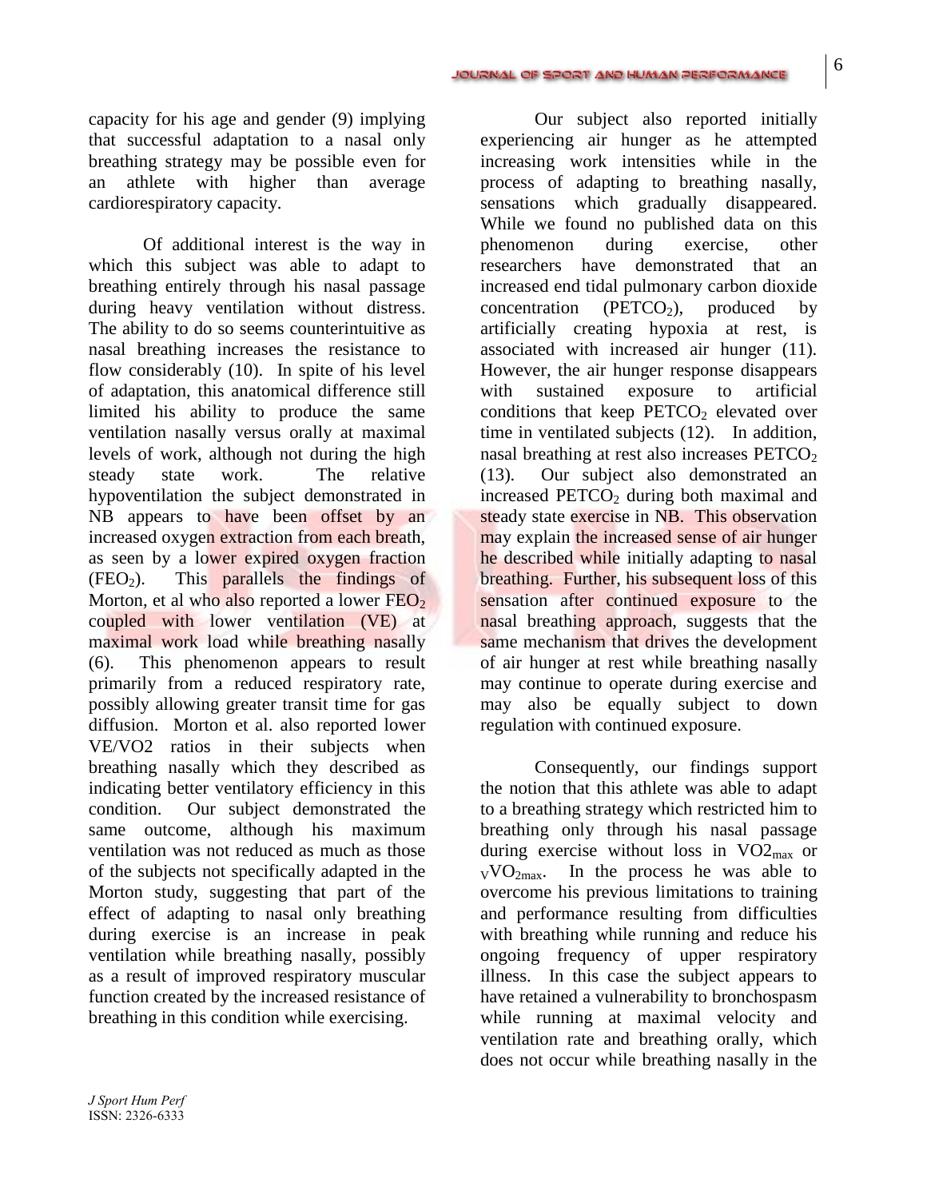capacity for his age and gender (9) implying that successful adaptation to a nasal only breathing strategy may be possible even for an athlete with higher than average cardiorespiratory capacity.

Of additional interest is the way in which this subject was able to adapt to breathing entirely through his nasal passage during heavy ventilation without distress. The ability to do so seems counterintuitive as nasal breathing increases the resistance to flow considerably (10). In spite of his level of adaptation, this anatomical difference still limited his ability to produce the same ventilation nasally versus orally at maximal levels of work, although not during the high steady state work. The relative hypoventilation the subject demonstrated in NB appears to have been offset by an increased oxygen extraction from each breath, as seen by a lower expired oxygen fraction ($FEO_2$). This parallels the findings of Morton, et al who also reported a lower $FEO_2$ coupled with lower ventilation (VE) at maximal work load while breathing nasally (6). This phenomenon appears to result primarily from a reduced respiratory rate, possibly allowing greater transit time for gas diffusion. Morton et al. also reported lower VE/VO2 ratios in their subjects when breathing nasally which they described as indicating better ventilatory efficiency in this condition. Our subject demonstrated the same outcome, although his maximum ventilation was not reduced as much as those of the subjects not specifically adapted in the Morton study, suggesting that part of the effect of adapting to nasal only breathing during exercise is an increase in peak ventilation while breathing nasally, possibly as a result of improved respiratory muscular function created by the increased resistance of breathing in this condition while exercising.

Our subject also reported initially experiencing air hunger as he attempted increasing work intensities while in the process of adapting to breathing nasally, sensations which gradually disappeared. While we found no published data on this phenomenon during exercise, other researchers have demonstrated that an increased end tidal pulmonary carbon dioxide concentration ($PETCO_2$), produced by artificially creating hypoxia at rest, is associated with increased air hunger (11). However, the air hunger response disappears with sustained exposure to artificial conditions that keep $PETCO_2$ elevated over time in ventilated subjects (12). In addition, nasal breathing at rest also increases $PETCO_2$ (13). Our subject also demonstrated an increased $PETCO_2$ during both maximal and steady state exercise in NB. This observation may explain the increased sense of air hunger he described while initially adapting to nasal breathing. Further, his subsequent loss of this sensation after continued exposure to the nasal breathing approach, suggests that the same mechanism that drives the development of air hunger at rest while breathing nasally may continue to operate during exercise and may also be equally subject to down regulation with continued exposure.

Consequently, our findings support the notion that this athlete was able to adapt to a breathing strategy which restricted him to breathing only through his nasal passage during exercise without loss in $VO2_{max}$ or $_{V}VO_{2max}$. In the process he was able to overcome his previous limitations to training and performance resulting from difficulties with breathing while running and reduce his ongoing frequency of upper respiratory illness. In this case the subject appears to have retained a vulnerability to bronchospasm while running at maximal velocity and ventilation rate and breathing orally, which does not occur while breathing nasally in the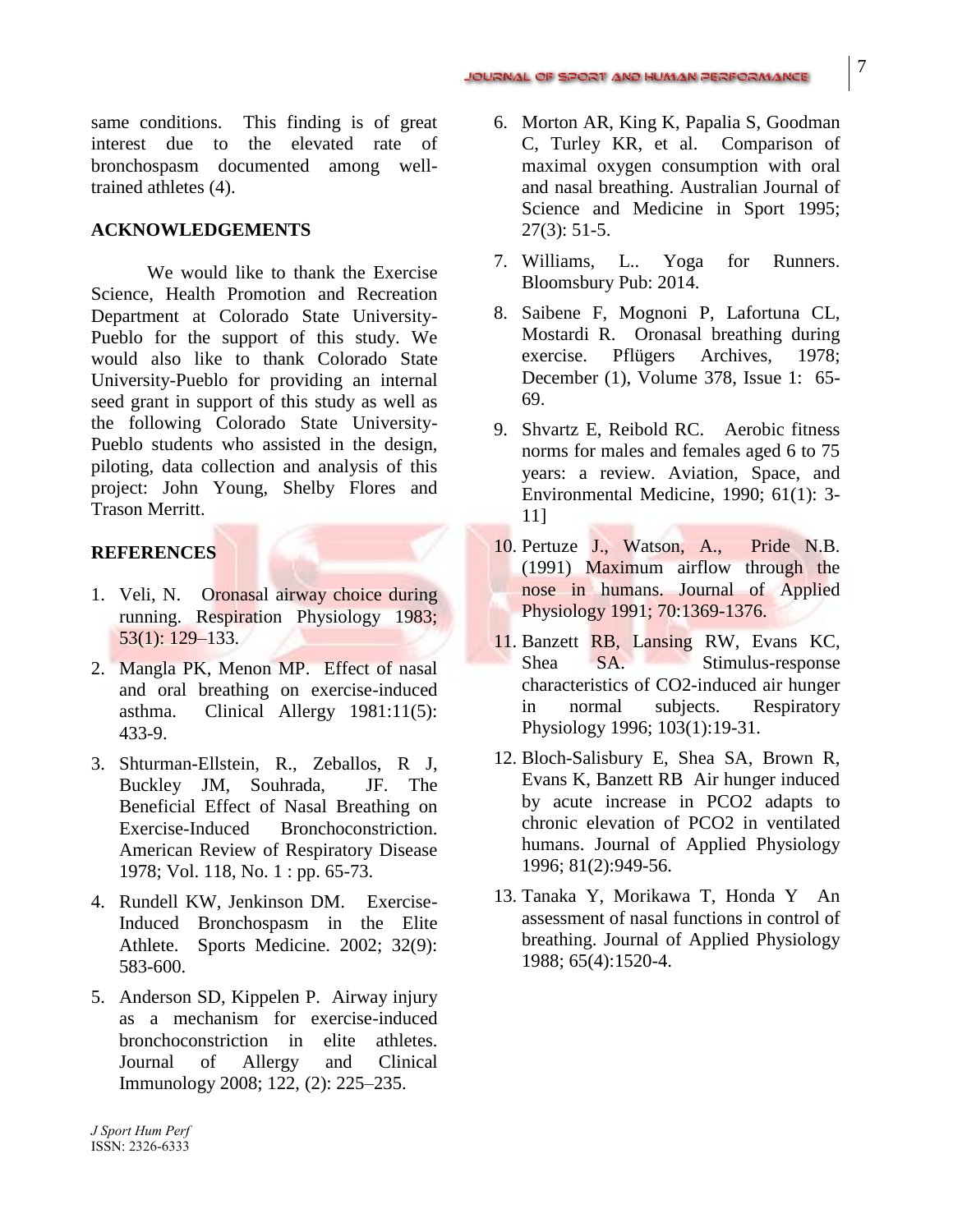same conditions. This finding is of great interest due to the elevated rate of bronchospasm documented among well-trained athletes (4).

## ACKNOWLEDGEMENTS

We would like to thank the Exercise Science, Health Promotion and Recreation Department at Colorado State University-Pueblo for the support of this study. We would also like to thank Colorado State University-Pueblo for providing an internal seed grant in support of this study as well as the following Colorado State University-Pueblo students who assisted in the design, piloting, data collection and analysis of this project: John Young, Shelby Flores and Trason Merritt.

## REFERENCES

1. Veli, N. Oronasal airway choice during running. Respiration Physiology 1983; 53(1): 129–133.
2. Mangla PK, Menon MP. Effect of nasal and oral breathing on exercise-induced asthma. Clinical Allergy 1981:11(5): 433-9.
3. Shturman-Ellstein, R., Zeballos, R J, Buckley JM, Souhrada, JF. The Beneficial Effect of Nasal Breathing on Exercise-Induced Bronchoconstriction. American Review of Respiratory Disease 1978; Vol. 118, No. 1 : pp. 65-73.
4. Rundell KW, Jenkinson DM. Exercise-Induced Bronchospasm in the Elite Athlete. Sports Medicine. 2002; 32(9): 583-600.
5. Anderson SD, Kippelen P. Airway injury as a mechanism for exercise-induced bronchoconstriction in elite athletes. Journal of Allergy and Clinical Immunology 2008; 122, (2): 225–235.
6. Morton AR, King K, Papalia S, Goodman C, Turley KR, et al. Comparison of maximal oxygen consumption with oral and nasal breathing. Australian Journal of Science and Medicine in Sport 1995; 27(3): 51-5.
7. Williams, L.. Yoga for Runners. Bloomsbury Pub: 2014.
8. Saibene F, Mognoni P, Lafortuna CL, Mostardi R. Oronasal breathing during exercise. Pflügers Archives, 1978; December (1), Volume 378, Issue 1: 65-69.
9. Shvartz E, Reibold RC. Aerobic fitness norms for males and females aged 6 to 75 years: a review. Aviation, Space, and Environmental Medicine, 1990; 61(1): 3-11]
10. Pertuze J., Watson, A., Pride N.B. (1991) Maximum airflow through the nose in humans. Journal of Applied Physiology 1991; 70:1369-1376.
11. Banzett RB, Lansing RW, Evans KC, Shea SA. Stimulus-response characteristics of CO2-induced air hunger in normal subjects. Respiratory Physiology 1996; 103(1):19-31.
12. Bloch-Salisbury E, Shea SA, Brown R, Evans K, Banzett RB Air hunger induced by acute increase in PCO2 adapts to chronic elevation of PCO2 in ventilated humans. Journal of Applied Physiology 1996; 81(2):949-56.
13. Tanaka Y, Morikawa T, Honda Y An assessment of nasal functions in control of breathing. Journal of Applied Physiology 1988; 65(4):1520-4.